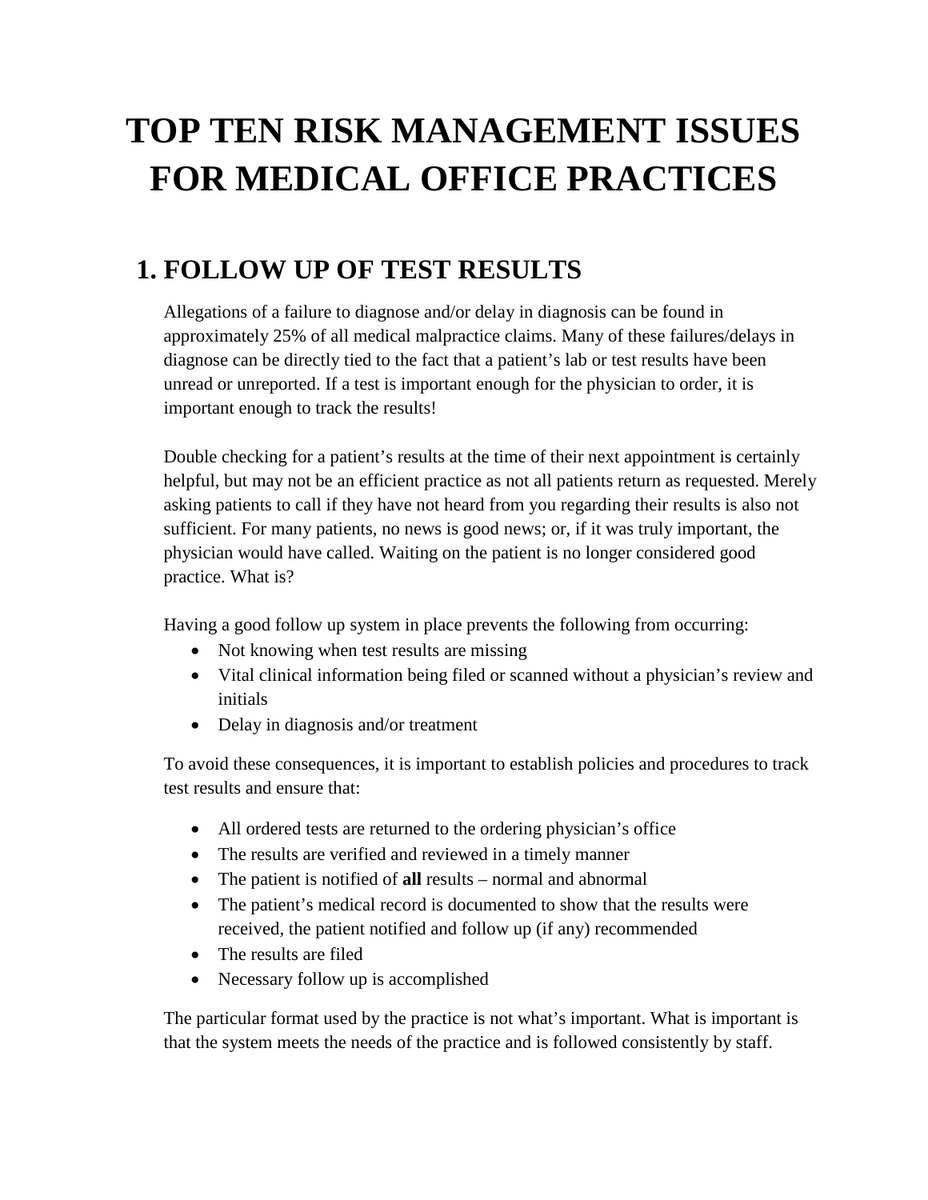# TOP TEN RISK MANAGEMENT ISSUES FOR MEDICAL OFFICE PRACTICES

## 1. FOLLOW UP OF TEST RESULTS

Allegations of a failure to diagnose and/or delay in diagnosis can be found in approximately 25% of all medical malpractice claims. Many of these failures/delays in diagnose can be directly tied to the fact that a patient's lab or test results have been unread or unreported. If a test is important enough for the physician to order, it is important enough to track the results!

Double checking for a patient's results at the time of their next appointment is certainly helpful, but may not be an efficient practice as not all patients return as requested. Merely asking patients to call if they have not heard from you regarding their results is also not sufficient. For many patients, no news is good news; or, if it was truly important, the physician would have called. Waiting on the patient is no longer considered good practice. What is?

Having a good follow up system in place prevents the following from occurring:

- Not knowing when test results are missing
- Vital clinical information being filed or scanned without a physician's review and initials
- Delay in diagnosis and/or treatment

To avoid these consequences, it is important to establish policies and procedures to track test results and ensure that:

- All ordered tests are returned to the ordering physician's office
- The results are verified and reviewed in a timely manner
- The patient is notified of **all** results – normal and abnormal
- The patient's medical record is documented to show that the results were received, the patient notified and follow up (if any) recommended
- The results are filed
- Necessary follow up is accomplished

The particular format used by the practice is not what's important. What is important is that the system meets the needs of the practice and is followed consistently by staff.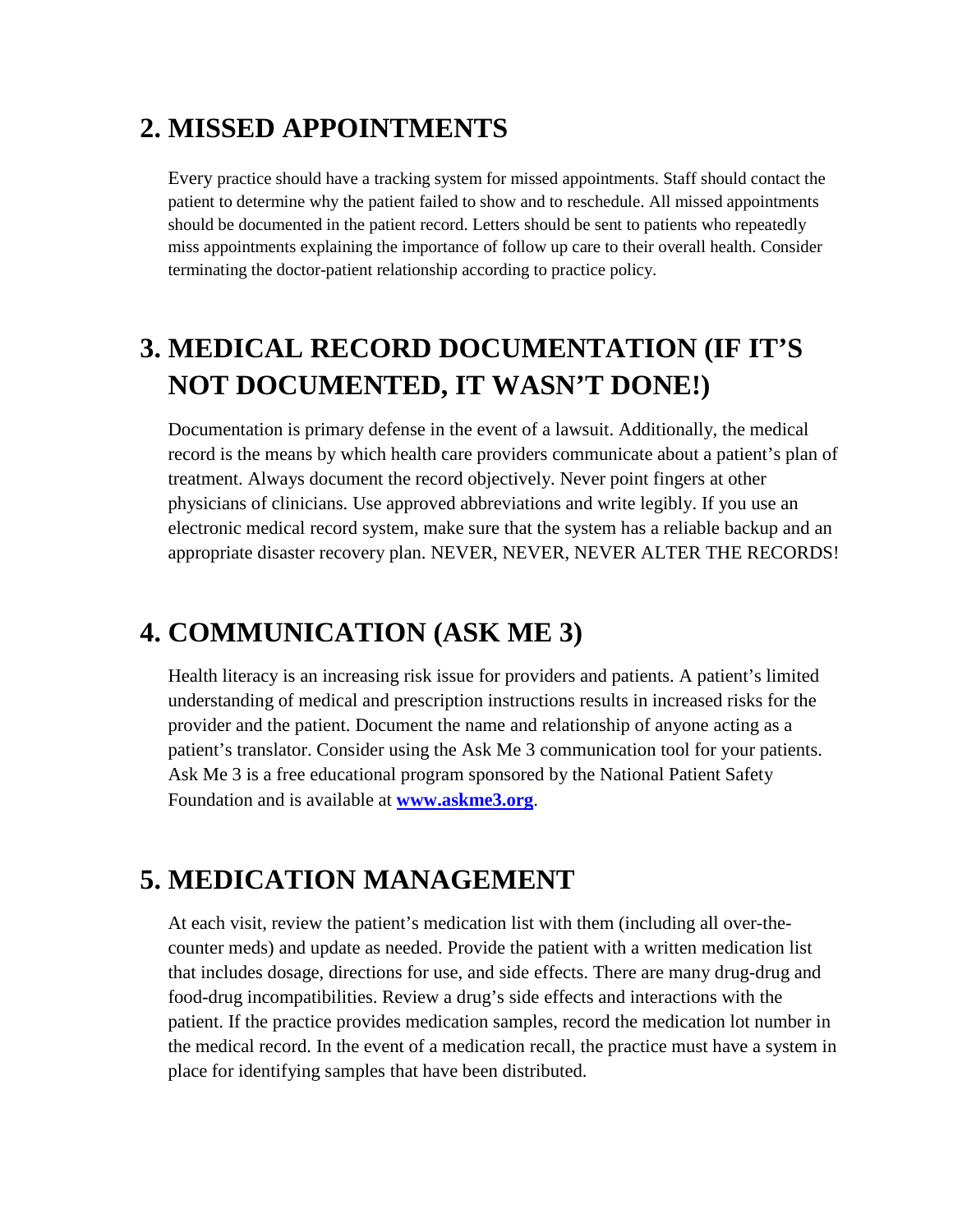## 2. MISSED APPOINTMENTS

Every practice should have a tracking system for missed appointments. Staff should contact the patient to determine why the patient failed to show and to reschedule. All missed appointments should be documented in the patient record. Letters should be sent to patients who repeatedly miss appointments explaining the importance of follow up care to their overall health. Consider terminating the doctor-patient relationship according to practice policy.

## 3. MEDICAL RECORD DOCUMENTATION (IF IT'S NOT DOCUMENTED, IT WASN'T DONE!)

Documentation is primary defense in the event of a lawsuit. Additionally, the medical record is the means by which health care providers communicate about a patient's plan of treatment. Always document the record objectively. Never point fingers at other physicians of clinicians. Use approved abbreviations and write legibly. If you use an electronic medical record system, make sure that the system has a reliable backup and an appropriate disaster recovery plan. NEVER, NEVER, NEVER ALTER THE RECORDS!

## 4. COMMUNICATION (ASK ME 3)

Health literacy is an increasing risk issue for providers and patients. A patient's limited understanding of medical and prescription instructions results in increased risks for the provider and the patient. Document the name and relationship of anyone acting as a patient's translator. Consider using the Ask Me 3 communication tool for your patients. Ask Me 3 is a free educational program sponsored by the National Patient Safety Foundation and is available at **[www.askme3.org](http://www.askme3.org)**.

## 5. MEDICATION MANAGEMENT

At each visit, review the patient's medication list with them (including all over-the-counter meds) and update as needed. Provide the patient with a written medication list that includes dosage, directions for use, and side effects. There are many drug-drug and food-drug incompatibilities. Review a drug's side effects and interactions with the patient. If the practice provides medication samples, record the medication lot number in the medical record. In the event of a medication recall, the practice must have a system in place for identifying samples that have been distributed.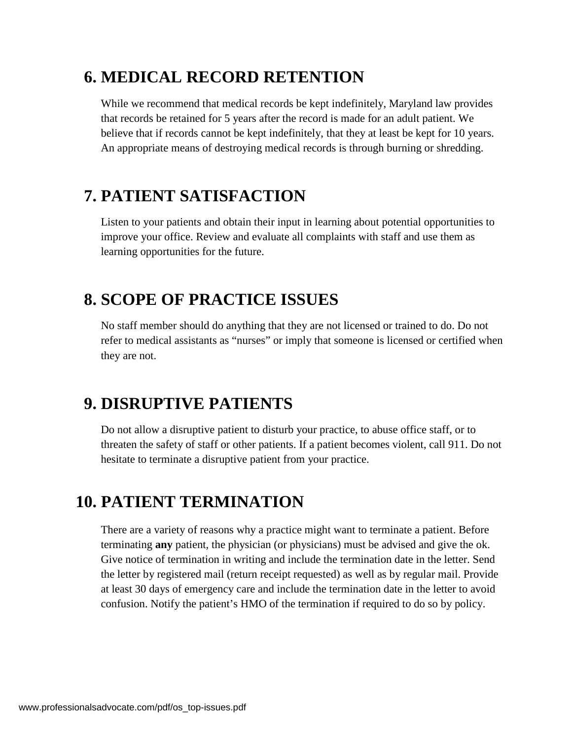## 6. MEDICAL RECORD RETENTION

While we recommend that medical records be kept indefinitely, Maryland law provides that records be retained for 5 years after the record is made for an adult patient. We believe that if records cannot be kept indefinitely, that they at least be kept for 10 years. An appropriate means of destroying medical records is through burning or shredding.

## 7. PATIENT SATISFACTION

Listen to your patients and obtain their input in learning about potential opportunities to improve your office. Review and evaluate all complaints with staff and use them as learning opportunities for the future.

## 8. SCOPE OF PRACTICE ISSUES

No staff member should do anything that they are not licensed or trained to do. Do not refer to medical assistants as “nurses” or imply that someone is licensed or certified when they are not.

## 9. DISRUPTIVE PATIENTS

Do not allow a disruptive patient to disturb your practice, to abuse office staff, or to threaten the safety of staff or other patients. If a patient becomes violent, call 911. Do not hesitate to terminate a disruptive patient from your practice.

## 10. PATIENT TERMINATION

There are a variety of reasons why a practice might want to terminate a patient. Before terminating **any** patient, the physician (or physicians) must be advised and give the ok. Give notice of termination in writing and include the termination date in the letter. Send the letter by registered mail (return receipt requested) as well as by regular mail. Provide at least 30 days of emergency care and include the termination date in the letter to avoid confusion. Notify the patient’s HMO of the termination if required to do so by policy.